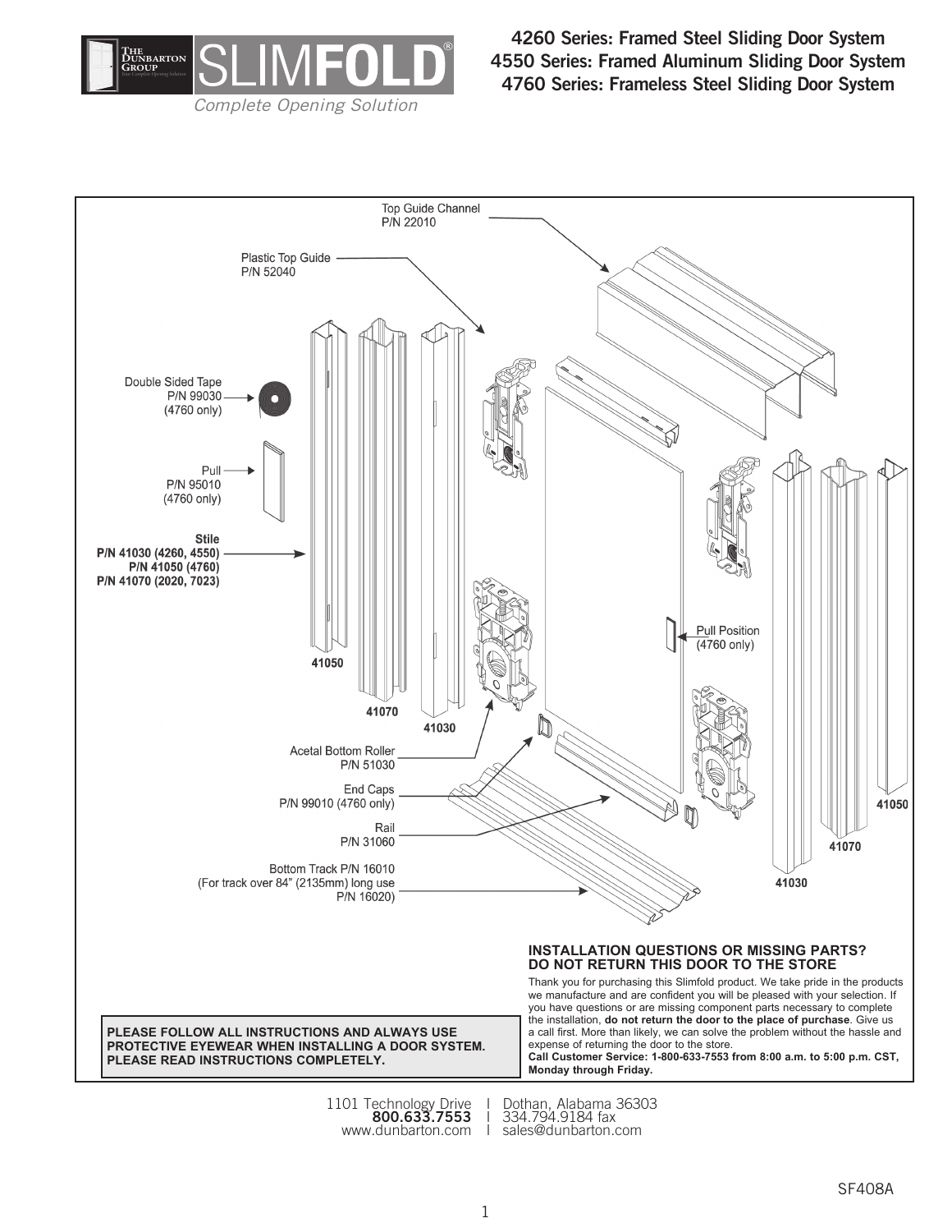# 4260 Series: Framed Steel Sliding Door System
# 4550 Series: Framed Aluminum Sliding Door System
# 4760 Series: Frameless Steel Sliding Door System

Top Guide Channel
P/N 22010

Plastic Top Guide
P/N 52040

Double Sided Tape
P/N 99030
(4760 only)

Pull
P/N 95010
(4760 only)

**Stile**
**P/N 41030 (4260, 4550)**
**P/N 41050 (4760)**
**P/N 41070 (2020, 7023)**

**41050**

**41070**

**41030**

Pull Position
(4760 only)

Acetal Bottom Roller
P/N 51030

End Caps
P/N 99010 (4760 only)

Rail
P/N 31060

Bottom Track P/N 16010
(For track over 84" (2135mm) long use
P/N 16020)

**41050**

**41070**

**41030**

**PLEASE FOLLOW ALL INSTRUCTIONS AND ALWAYS USE PROTECTIVE EYEWEAR WHEN INSTALLING A DOOR SYSTEM. PLEASE READ INSTRUCTIONS COMPLETELY.**

**INSTALLATION QUESTIONS OR MISSING PARTS?**
**DO NOT RETURN THIS DOOR TO THE STORE**

Thank you for purchasing this Slimfold product. We take pride in the products we manufacture and are confident you will be pleased with your selection. If you have questions or are missing component parts necessary to complete the installation, **do not return the door to the place of purchase**. Give us a call first. More than likely, we can solve the problem without the hassle and expense of returning the door to the store.
**Call Customer Service: 1-800-633-7553 from 8:00 a.m. to 5:00 p.m. CST, Monday through Friday.**

1101 Technology Drive | Dothan, Alabama 36303
**800.633.7553** | 334.794.9184 fax
www.dunbarton.com | sales@dunbarton.com

SF408A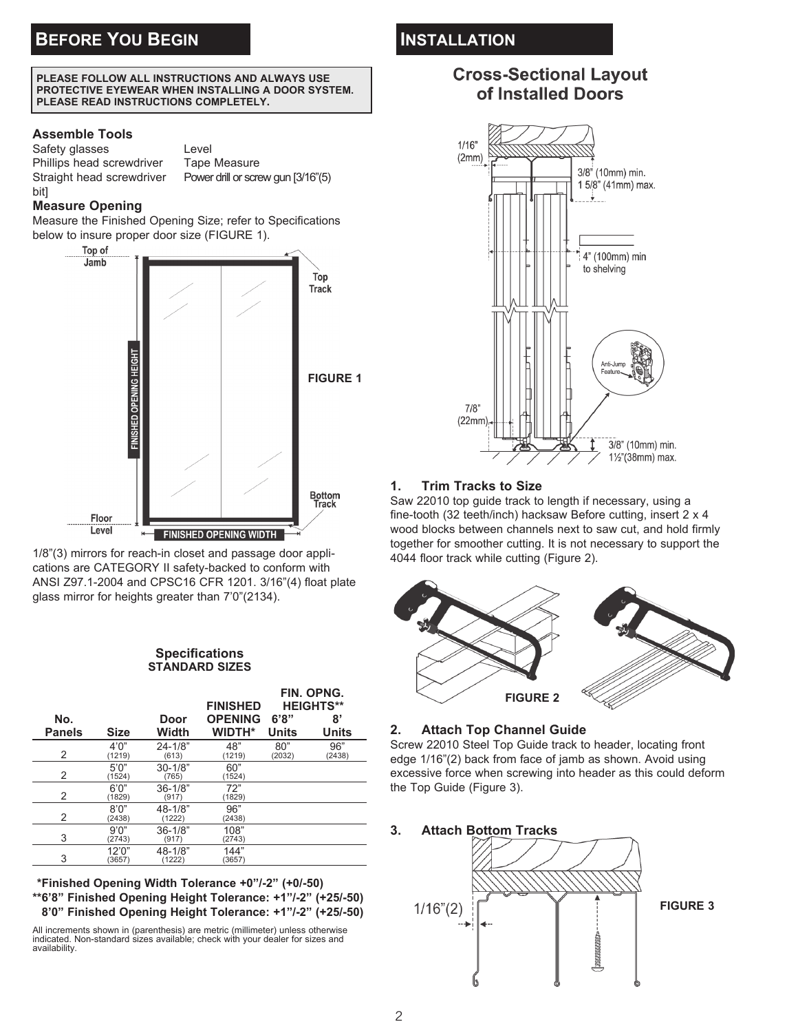## Before You Begin

**PLEASE FOLLOW ALL INSTRUCTIONS AND ALWAYS USE PROTECTIVE EYEWEAR WHEN INSTALLING A DOOR SYSTEM. PLEASE READ INSTRUCTIONS COMPLETELY.**

### Assemble Tools

- Safety glasses
- Phillips head screwdriver
- Straight head screwdriver
- Level
- Tape Measure
- Power drill or screw gun [3/16"(5) bit]

### Measure Opening

Measure the Finished Opening Size; refer to Specifications below to insure proper door size (FIGURE 1).

Top of Jamb

Top Track

FINISHED OPENING HEIGHT

FIGURE 1

Floor Level

Bottom Track

FINISHED OPENING WIDTH

1/8"(3) mirrors for reach-in closet and passage door applications are CATEGORY II safety-backed to conform with ANSI Z97.1-2004 and CPSC16 CFR 1201. 3/16"(4) float plate glass mirror for heights greater than 7'0"(2134).

**Specifications**
**STANDARD SIZES**

| No. Panels | Size | Door Width | FINISHED OPENING WIDTH* | FIN. OPNG. HEIGHTS** 6'8" Units | 8' Units |
|---|---|---|---|---|---|
| 2 | 4'0" (1219) | 24-1/8" (613) | 48" (1219) | 80" (2032) | 96" (2438) |
| 2 | 5'0" (1524) | 30-1/8" (765) | 60" (1524) | | |
| 2 | 6'0" (1829) | 36-1/8" (917) | 72" (1829) | | |
| 2 | 8'0" (2438) | 48-1/8" (1222) | 96" (2438) | | |
| 3 | 9'0" (2743) | 36-1/8" (917) | 108" (2743) | | |
| 3 | 12'0" (3657) | 48-1/8" (1222) | 144" (3657) | | |

**\*Finished Opening Width Tolerance +0"/-2" (+0/-50)**
**\*\*6'8" Finished Opening Height Tolerance: +1"/-2" (+25/-50)**
**8'0" Finished Opening Height Tolerance: +1"/-2" (+25/-50)**

All increments shown in (parenthesis) are metric (millimeter) unless otherwise indicated. Non-standard sizes available; check with your dealer for sizes and availability.

## Installation

### Cross-Sectional Layout of Installed Doors

1/16" (2mm)

3/8" (10mm) min. 1 5/8" (41mm) max.

4" (100mm) min to shelving

Anti-Jump Feature

7/8" (22mm)

3/8" (10mm) min. 1½"(38mm) max.

### 1. Trim Tracks to Size

Saw 22010 top guide track to length if necessary, using a fine-tooth (32 teeth/inch) hacksaw Before cutting, insert 2 x 4 wood blocks between channels next to saw cut, and hold firmly together for smoother cutting. It is not necessary to support the 4044 floor track while cutting (Figure 2).

FIGURE 2

### 2. Attach Top Channel Guide

Screw 22010 Steel Top Guide track to header, locating front edge 1/16"(2) back from face of jamb as shown. Avoid using excessive force when screwing into header as this could deform the Top Guide (Figure 3).

### 3. Attach Bottom Tracks

1/16"(2)

FIGURE 3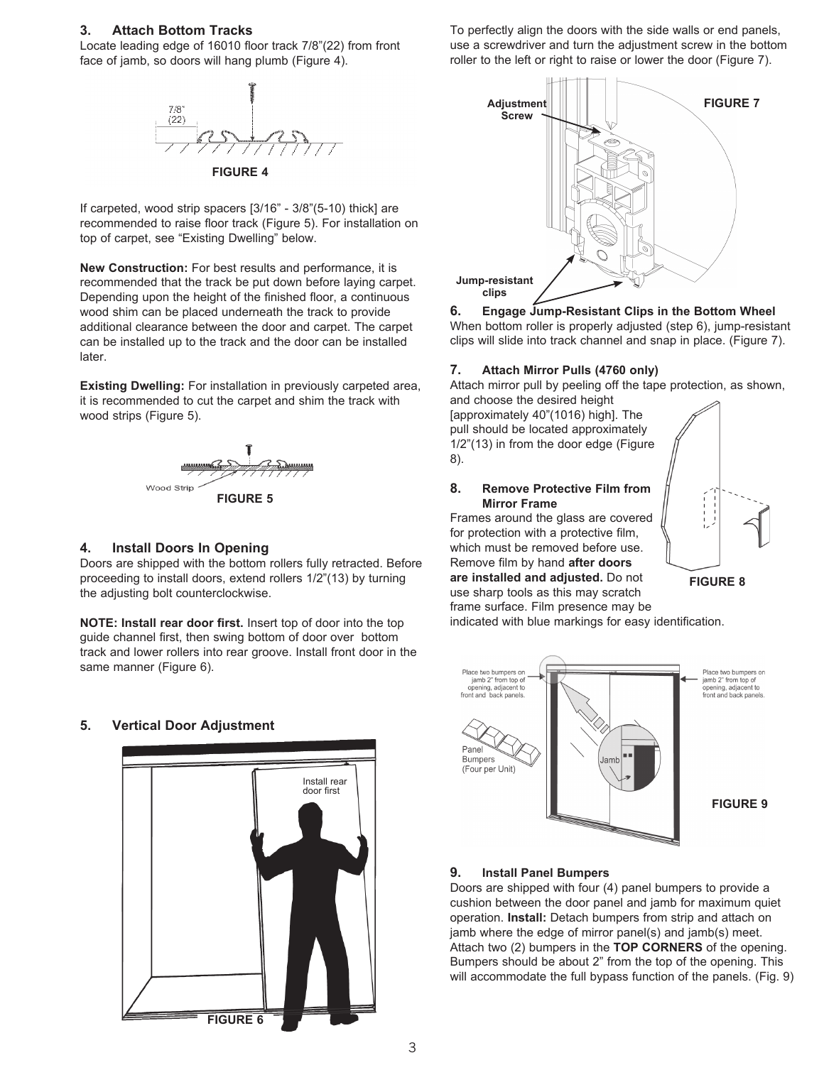### 3. Attach Bottom Tracks

Locate leading edge of 16010 floor track 7/8"(22) from front face of jamb, so doors will hang plumb (Figure 4).

7/8"
(22)

FIGURE 4

If carpeted, wood strip spacers [3/16" - 3/8"(5-10) thick] are recommended to raise floor track (Figure 5). For installation on top of carpet, see "Existing Dwelling" below.

**New Construction:** For best results and performance, it is recommended that the track be put down before laying carpet. Depending upon the height of the finished floor, a continuous wood shim can be placed underneath the track to provide additional clearance between the door and carpet. The carpet can be installed up to the track and the door can be installed later.

**Existing Dwelling:** For installation in previously carpeted area, it is recommended to cut the carpet and shim the track with wood strips (Figure 5).

Wood Strip

FIGURE 5

### 4. Install Doors In Opening

Doors are shipped with the bottom rollers fully retracted. Before proceeding to install doors, extend rollers 1/2"(13) by turning the adjusting bolt counterclockwise.

**NOTE: Install rear door first.** Insert top of door into the top guide channel first, then swing bottom of door over bottom track and lower rollers into rear groove. Install front door in the same manner (Figure 6).

### 5. Vertical Door Adjustment

Install rear door first

FIGURE 6

To perfectly align the doors with the side walls or end panels, use a screwdriver and turn the adjustment screw in the bottom roller to the left or right to raise or lower the door (Figure 7).

Adjustment Screw

FIGURE 7

Jump-resistant clips

### 6. Engage Jump-Resistant Clips in the Bottom Wheel

When bottom roller is properly adjusted (step 6), jump-resistant clips will slide into track channel and snap in place. (Figure 7).

### 7. Attach Mirror Pulls (4760 only)

Attach mirror pull by peeling off the tape protection, as shown, and choose the desired height [approximately 40"(1016) high]. The pull should be located approximately 1/2"(13) in from the door edge (Figure 8).

### 8. Remove Protective Film from Mirror Frame

Frames around the glass are covered for protection with a protective film, which must be removed before use. Remove film by hand **after doors are installed and adjusted.** Do not use sharp tools as this may scratch frame surface. Film presence may be indicated with blue markings for easy identification.

FIGURE 8

Place two bumpers on jamb 2" from top of opening, adjacent to front and back panels.

Place two bumpers on jamb 2" from top of opening, adjacent to front and back panels.

Panel Bumpers (Four per Unit)

Jamb

FIGURE 9

### 9. Install Panel Bumpers

Doors are shipped with four (4) panel bumpers to provide a cushion between the door panel and jamb for maximum quiet operation. **Install:** Detach bumpers from strip and attach on jamb where the edge of mirror panel(s) and jamb(s) meet. Attach two (2) bumpers in the **TOP CORNERS** of the opening. Bumpers should be about 2" from the top of the opening. This will accommodate the full bypass function of the panels. (Fig. 9)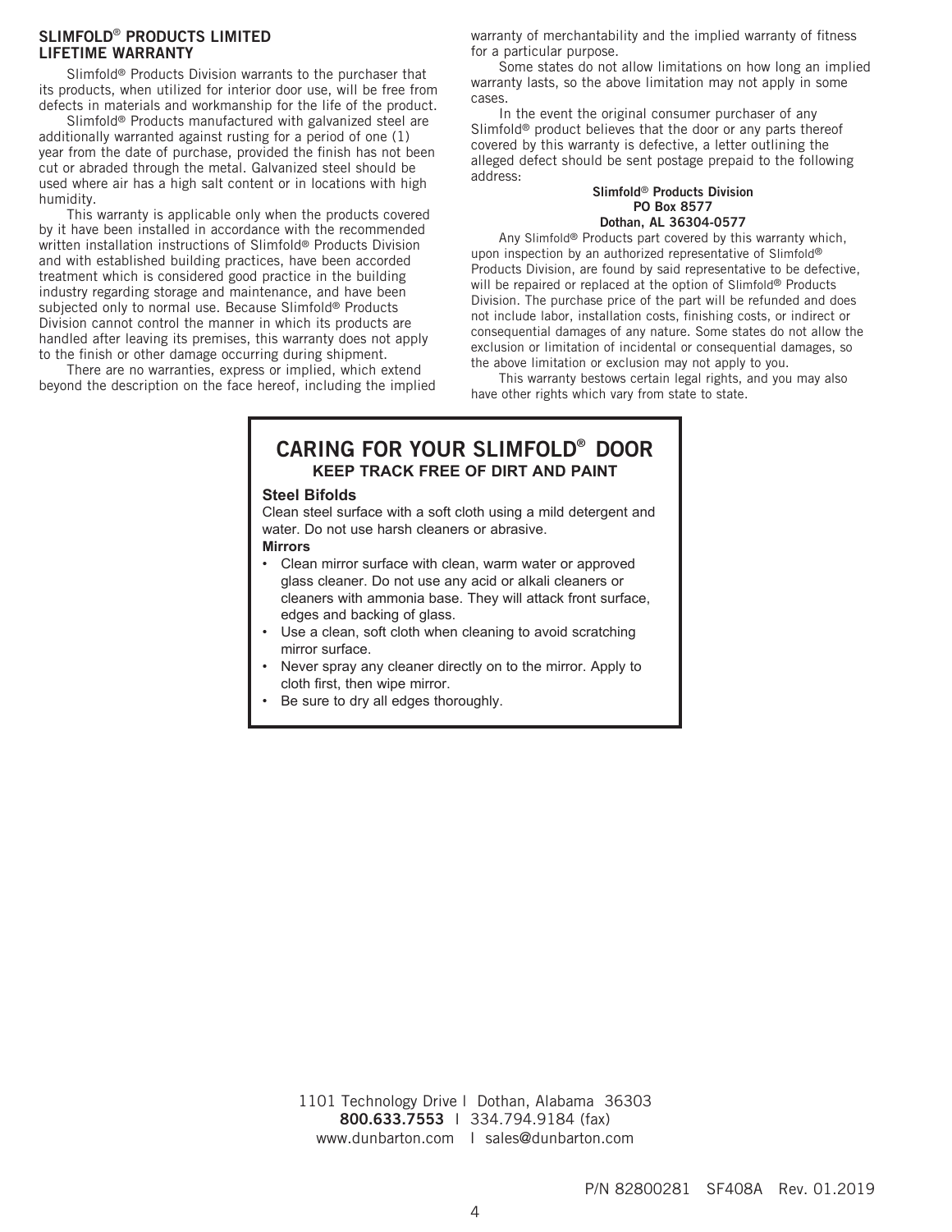## SLIMFOLD® PRODUCTS LIMITED LIFETIME WARRANTY

Slimfold® Products Division warrants to the purchaser that its products, when utilized for interior door use, will be free from defects in materials and workmanship for the life of the product.

Slimfold® Products manufactured with galvanized steel are additionally warranted against rusting for a period of one (1) year from the date of purchase, provided the finish has not been cut or abraded through the metal. Galvanized steel should be used where air has a high salt content or in locations with high humidity.

This warranty is applicable only when the products covered by it have been installed in accordance with the recommended written installation instructions of Slimfold® Products Division and with established building practices, have been accorded treatment which is considered good practice in the building industry regarding storage and maintenance, and have been subjected only to normal use. Because Slimfold® Products Division cannot control the manner in which its products are handled after leaving its premises, this warranty does not apply to the finish or other damage occurring during shipment.

There are no warranties, express or implied, which extend beyond the description on the face hereof, including the implied warranty of merchantability and the implied warranty of fitness for a particular purpose.

Some states do not allow limitations on how long an implied warranty lasts, so the above limitation may not apply in some cases.

In the event the original consumer purchaser of any Slimfold® product believes that the door or any parts thereof covered by this warranty is defective, a letter outlining the alleged defect should be sent postage prepaid to the following address:

**Slimfold® Products Division**
**PO Box 8577**
**Dothan, AL 36304-0577**

Any Slimfold® Products part covered by this warranty which, upon inspection by an authorized representative of Slimfold® Products Division, are found by said representative to be defective, will be repaired or replaced at the option of Slimfold® Products Division. The purchase price of the part will be refunded and does not include labor, installation costs, finishing costs, or indirect or consequential damages of any nature. Some states do not allow the exclusion or limitation of incidental or consequential damages, so the above limitation or exclusion may not apply to you.

This warranty bestows certain legal rights, and you may also have other rights which vary from state to state.

## CARING FOR YOUR SLIMFOLD® DOOR

**KEEP TRACK FREE OF DIRT AND PAINT**

### Steel Bifolds

Clean steel surface with a soft cloth using a mild detergent and water. Do not use harsh cleaners or abrasive.

**Mirrors**

- Clean mirror surface with clean, warm water or approved glass cleaner. Do not use any acid or alkali cleaners or cleaners with ammonia base. They will attack front surface, edges and backing of glass.
- Use a clean, soft cloth when cleaning to avoid scratching mirror surface.
- Never spray any cleaner directly on to the mirror. Apply to cloth first, then wipe mirror.
- Be sure to dry all edges thoroughly.

1101 Technology Drive | Dothan, Alabama 36303
**800.633.7553** | 334.794.9184 (fax)
www.dunbarton.com | sales@dunbarton.com

P/N 82800281 SF408A Rev. 01.2019